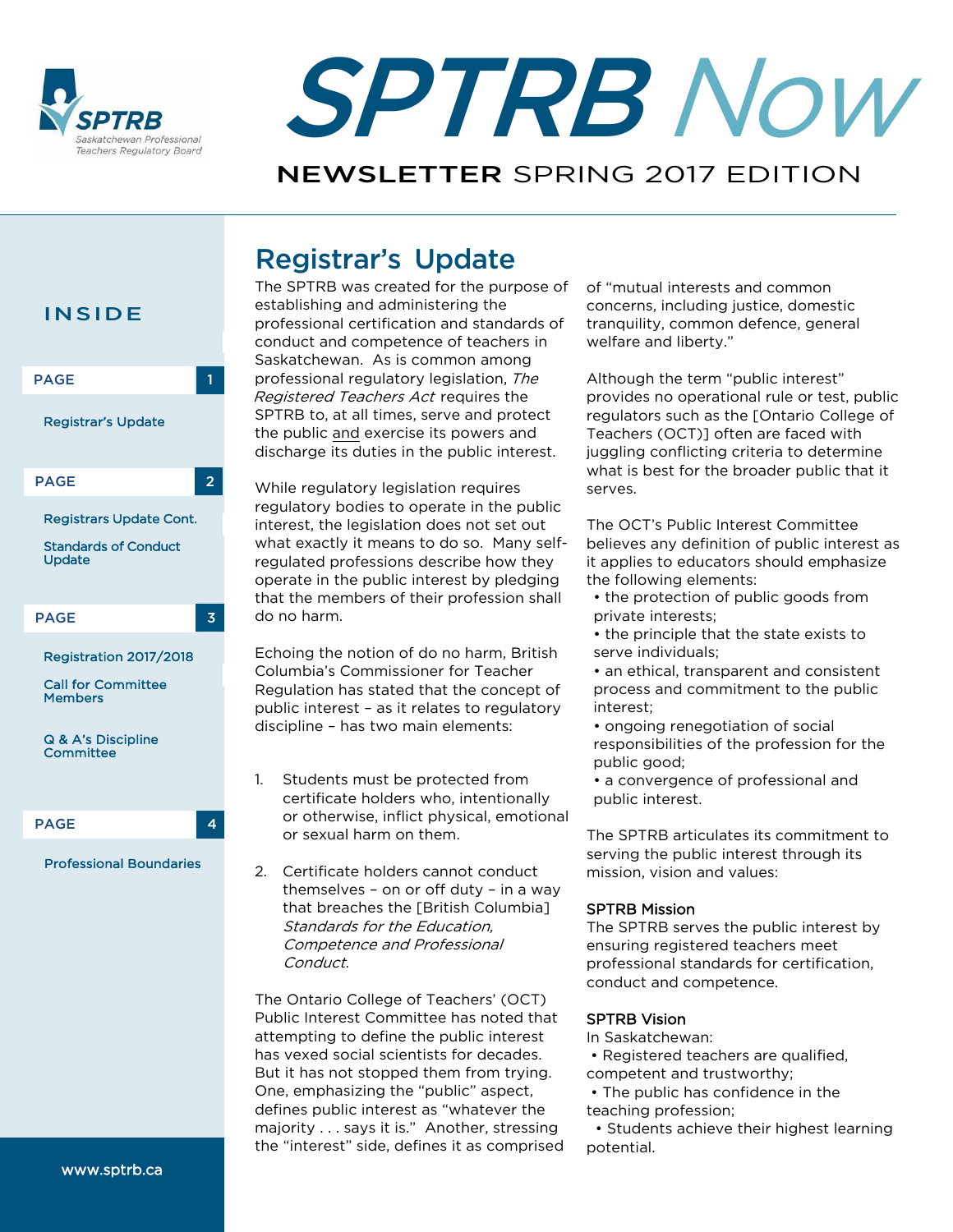# SPTRB Now

NEWSLETTER SPRING 2017 EDITION

**INSIDE**

PAGE 1

Registrar's Update

PAGE 2

Registrars Update Cont.

Standards of Conduct Update

PAGE 3

Registration 2017/2018

Call for Committee Members

Q & A's Discipline Committee

PAGE 4

Professional Boundaries

www.sptrb.ca

## Registrar's Update

The SPTRB was created for the purpose of establishing and administering the professional certification and standards of conduct and competence of teachers in Saskatchewan. As is common among professional regulatory legislation, *The Registered Teachers Act* requires the SPTRB to, at all times, serve and protect the public and exercise its powers and discharge its duties in the public interest.

While regulatory legislation requires regulatory bodies to operate in the public interest, the legislation does not set out what exactly it means to do so. Many self-regulated professions describe how they operate in the public interest by pledging that the members of their profession shall do no harm.

Echoing the notion of do no harm, British Columbia's Commissioner for Teacher Regulation has stated that the concept of public interest – as it relates to regulatory discipline – has two main elements:

1. Students must be protected from certificate holders who, intentionally or otherwise, inflict physical, emotional or sexual harm on them.
2. Certificate holders cannot conduct themselves – on or off duty – in a way that breaches the [British Columbia] *Standards for the Education, Competence and Professional Conduct*.

The Ontario College of Teachers' (OCT) Public Interest Committee has noted that attempting to define the public interest has vexed social scientists for decades. But it has not stopped them from trying. One, emphasizing the "public" aspect, defines public interest as "whatever the majority . . . says it is." Another, stressing the "interest" side, defines it as comprised of "mutual interests and common concerns, including justice, domestic tranquility, common defence, general welfare and liberty."

Although the term "public interest" provides no operational rule or test, public regulators such as the [Ontario College of Teachers (OCT)] often are faced with juggling conflicting criteria to determine what is best for the broader public that it serves.

The OCT's Public Interest Committee believes any definition of public interest as it applies to educators should emphasize the following elements:

- the protection of public goods from private interests;
- the principle that the state exists to serve individuals;
- an ethical, transparent and consistent process and commitment to the public interest;
- ongoing renegotiation of social responsibilities of the profession for the public good;
- a convergence of professional and public interest.

The SPTRB articulates its commitment to serving the public interest through its mission, vision and values:

### SPTRB Mission

The SPTRB serves the public interest by ensuring registered teachers meet professional standards for certification, conduct and competence.

### SPTRB Vision

In Saskatchewan:

- Registered teachers are qualified, competent and trustworthy;
- The public has confidence in the teaching profession;
- Students achieve their highest learning potential.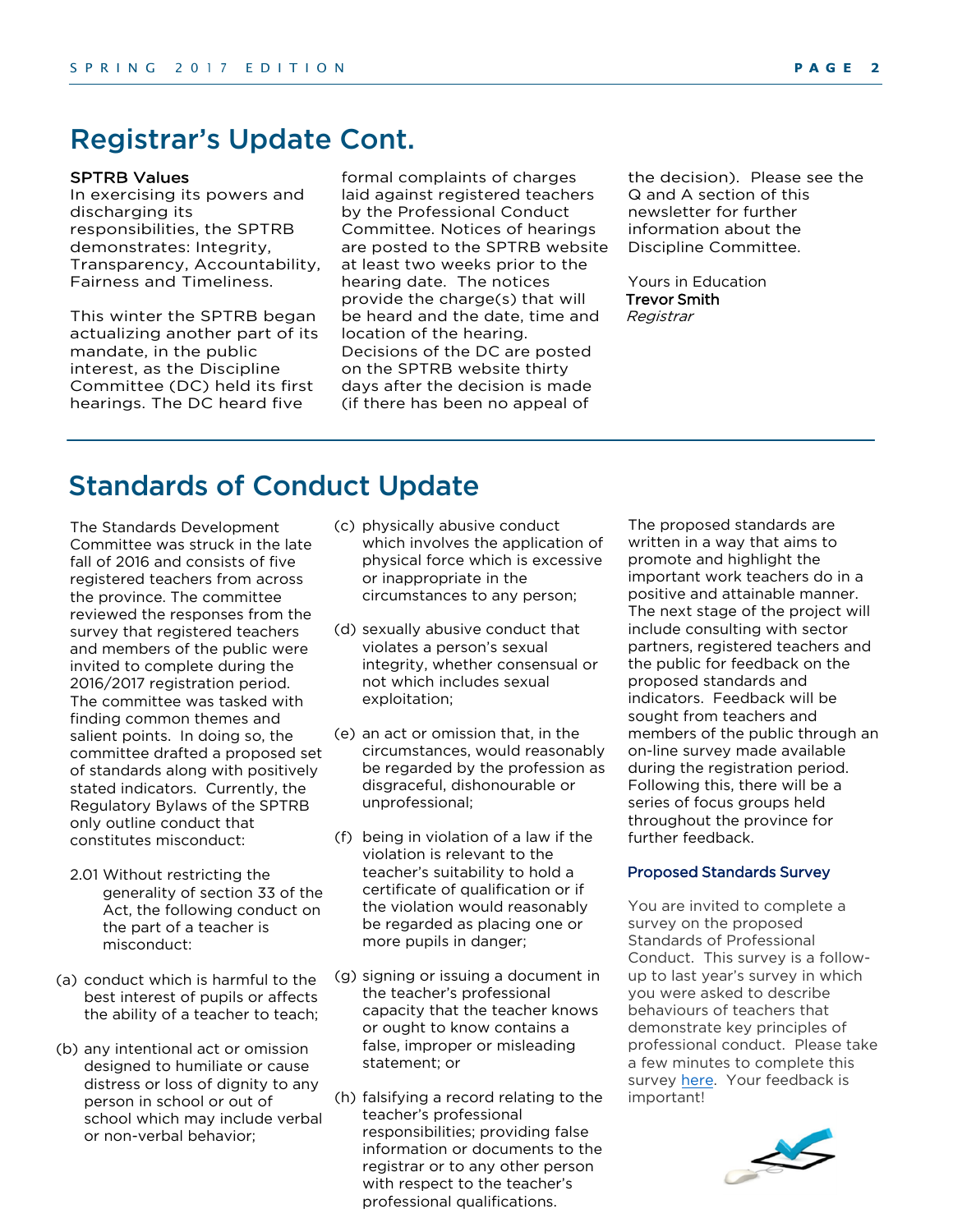## Registrar's Update Cont.

**SPTRB Values**
In exercising its powers and discharging its responsibilities, the SPTRB demonstrates: Integrity, Transparency, Accountability, Fairness and Timeliness.

This winter the SPTRB began actualizing another part of its mandate, in the public interest, as the Discipline Committee (DC) held its first hearings. The DC heard five formal complaints of charges laid against registered teachers by the Professional Conduct Committee. Notices of hearings are posted to the SPTRB website at least two weeks prior to the hearing date. The notices provide the charge(s) that will be heard and the date, time and location of the hearing. Decisions of the DC are posted on the SPTRB website thirty days after the decision is made (if there has been no appeal of the decision). Please see the Q and A section of this newsletter for further information about the Discipline Committee.

Yours in Education
**Trevor Smith**
*Registrar*

## Standards of Conduct Update

The Standards Development Committee was struck in the late fall of 2016 and consists of five registered teachers from across the province. The committee reviewed the responses from the survey that registered teachers and members of the public were invited to complete during the 2016/2017 registration period. The committee was tasked with finding common themes and salient points. In doing so, the committee drafted a proposed set of standards along with positively stated indicators. Currently, the Regulatory Bylaws of the SPTRB only outline conduct that constitutes misconduct:

2.01 Without restricting the generality of section 33 of the Act, the following conduct on the part of a teacher is misconduct:

(a) conduct which is harmful to the best interest of pupils or affects the ability of a teacher to teach;

(b) any intentional act or omission designed to humiliate or cause distress or loss of dignity to any person in school or out of school which may include verbal or non-verbal behavior;

(c) physically abusive conduct which involves the application of physical force which is excessive or inappropriate in the circumstances to any person;

(d) sexually abusive conduct that violates a person's sexual integrity, whether consensual or not which includes sexual exploitation;

(e) an act or omission that, in the circumstances, would reasonably be regarded by the profession as disgraceful, dishonourable or unprofessional;

(f) being in violation of a law if the violation is relevant to the teacher's suitability to hold a certificate of qualification or if the violation would reasonably be regarded as placing one or more pupils in danger;

(g) signing or issuing a document in the teacher's professional capacity that the teacher knows or ought to know contains a false, improper or misleading statement; or

(h) falsifying a record relating to the teacher's professional responsibilities; providing false information or documents to the registrar or to any other person with respect to the teacher's professional qualifications.

The proposed standards are written in a way that aims to promote and highlight the important work teachers do in a positive and attainable manner. The next stage of the project will include consulting with sector partners, registered teachers and the public for feedback on the proposed standards and indicators. Feedback will be sought from teachers and members of the public through an on-line survey made available during the registration period. Following this, there will be a series of focus groups held throughout the province for further feedback.

### Proposed Standards Survey

You are invited to complete a survey on the proposed Standards of Professional Conduct. This survey is a follow-up to last year's survey in which you were asked to describe behaviours of teachers that demonstrate key principles of professional conduct. Please take a few minutes to complete this survey here. Your feedback is important!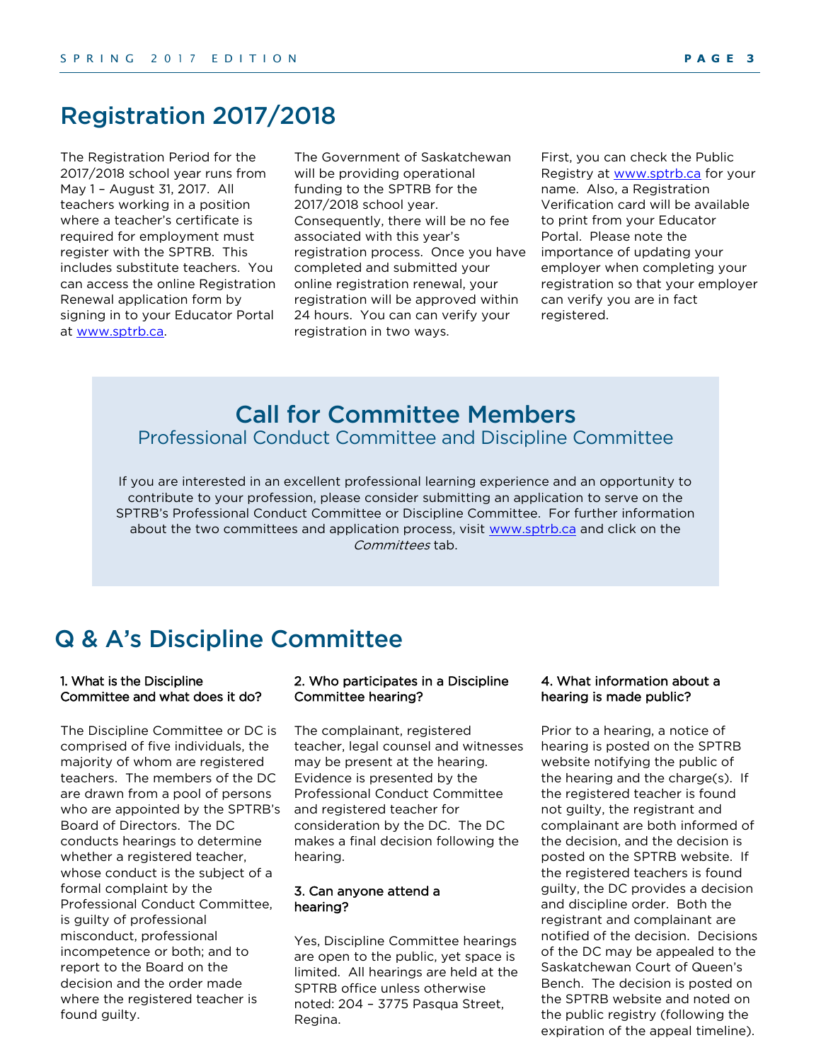## Registration 2017/2018

The Registration Period for the 2017/2018 school year runs from May 1 – August 31, 2017. All teachers working in a position where a teacher's certificate is required for employment must register with the SPTRB. This includes substitute teachers. You can access the online Registration Renewal application form by signing in to your Educator Portal at www.sptrb.ca.

The Government of Saskatchewan will be providing operational funding to the SPTRB for the 2017/2018 school year. Consequently, there will be no fee associated with this year's registration process. Once you have completed and submitted your online registration renewal, your registration will be approved within 24 hours. You can can verify your registration in two ways.

First, you can check the Public Registry at www.sptrb.ca for your name. Also, a Registration Verification card will be available to print from your Educator Portal. Please note the importance of updating your employer when completing your registration so that your employer can verify you are in fact registered.

## Call for Committee Members

### Professional Conduct Committee and Discipline Committee

If you are interested in an excellent professional learning experience and an opportunity to contribute to your profession, please consider submitting an application to serve on the SPTRB's Professional Conduct Committee or Discipline Committee. For further information about the two committees and application process, visit www.sptrb.ca and click on the *Committees* tab.

## Q & A's Discipline Committee

### 1. What is the Discipline Committee and what does it do?

The Discipline Committee or DC is comprised of five individuals, the majority of whom are registered teachers. The members of the DC are drawn from a pool of persons who are appointed by the SPTRB's Board of Directors. The DC conducts hearings to determine whether a registered teacher, whose conduct is the subject of a formal complaint by the Professional Conduct Committee, is guilty of professional misconduct, professional incompetence or both; and to report to the Board on the decision and the order made where the registered teacher is found guilty.

### 2. Who participates in a Discipline Committee hearing?

The complainant, registered teacher, legal counsel and witnesses may be present at the hearing. Evidence is presented by the Professional Conduct Committee and registered teacher for consideration by the DC. The DC makes a final decision following the hearing.

### 3. Can anyone attend a hearing?

Yes, Discipline Committee hearings are open to the public, yet space is limited. All hearings are held at the SPTRB office unless otherwise noted: 204 – 3775 Pasqua Street, Regina.

### 4. What information about a hearing is made public?

Prior to a hearing, a notice of hearing is posted on the SPTRB website notifying the public of the hearing and the charge(s). If the registered teacher is found not guilty, the registrant and complainant are both informed of the decision, and the decision is posted on the SPTRB website. If the registered teachers is found guilty, the DC provides a decision and discipline order. Both the registrant and complainant are notified of the decision. Decisions of the DC may be appealed to the Saskatchewan Court of Queen's Bench. The decision is posted on the SPTRB website and noted on the public registry (following the expiration of the appeal timeline).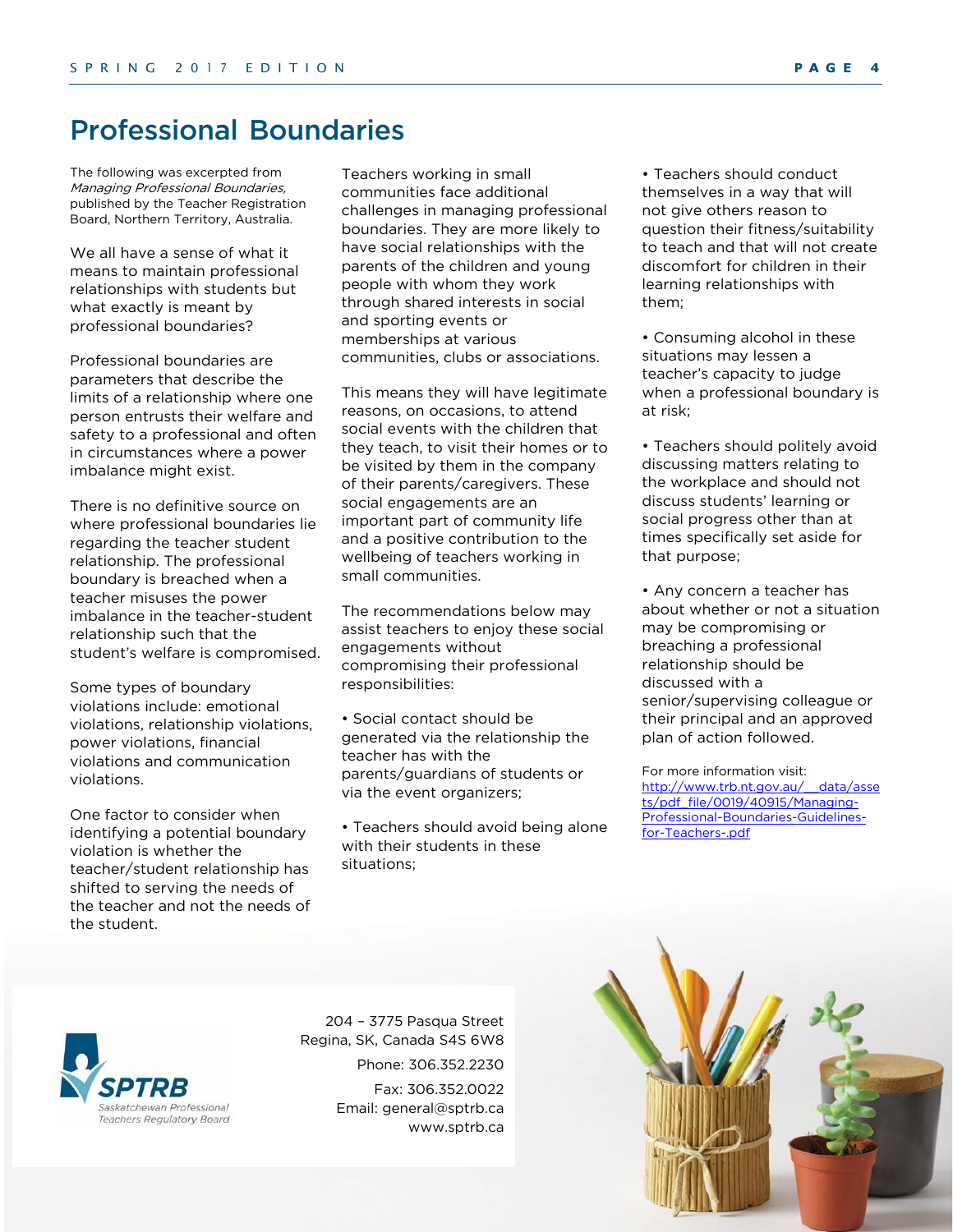# Professional Boundaries

The following was excerpted from *Managing Professional Boundaries*, published by the Teacher Registration Board, Northern Territory, Australia.

We all have a sense of what it means to maintain professional relationships with students but what exactly is meant by professional boundaries?

Professional boundaries are parameters that describe the limits of a relationship where one person entrusts their welfare and safety to a professional and often in circumstances where a power imbalance might exist.

There is no definitive source on where professional boundaries lie regarding the teacher student relationship. The professional boundary is breached when a teacher misuses the power imbalance in the teacher-student relationship such that the student's welfare is compromised.

Some types of boundary violations include: emotional violations, relationship violations, power violations, financial violations and communication violations.

One factor to consider when identifying a potential boundary violation is whether the teacher/student relationship has shifted to serving the needs of the teacher and not the needs of the student.

Teachers working in small communities face additional challenges in managing professional boundaries. They are more likely to have social relationships with the parents of the children and young people with whom they work through shared interests in social and sporting events or memberships at various communities, clubs or associations.

This means they will have legitimate reasons, on occasions, to attend social events with the children that they teach, to visit their homes or to be visited by them in the company of their parents/caregivers. These social engagements are an important part of community life and a positive contribution to the wellbeing of teachers working in small communities.

The recommendations below may assist teachers to enjoy these social engagements without compromising their professional responsibilities:

- Social contact should be generated via the relationship the teacher has with the parents/guardians of students or via the event organizers;
- Teachers should avoid being alone with their students in these situations;
- Teachers should conduct themselves in a way that will not give others reason to question their fitness/suitability to teach and that will not create discomfort for children in their learning relationships with them;
- Consuming alcohol in these situations may lessen a teacher's capacity to judge when a professional boundary is at risk;
- Teachers should politely avoid discussing matters relating to the workplace and should not discuss students' learning or social progress other than at times specifically set aside for that purpose;
- Any concern a teacher has about whether or not a situation may be compromising or breaching a professional relationship should be discussed with a senior/supervising colleague or their principal and an approved plan of action followed.

For more information visit: http://www.trb.nt.gov.au/__data/assets/pdf_file/0019/40915/Managing-Professional-Boundaries-Guidelines-for-Teachers-.pdf

SPTRB
Saskatchewan Professional Teachers Regulatory Board

204 – 3775 Pasqua Street
Regina, SK, Canada S4S 6W8
Phone: 306.352.2230
Fax: 306.352.0022
Email: general@sptrb.ca
www.sptrb.ca